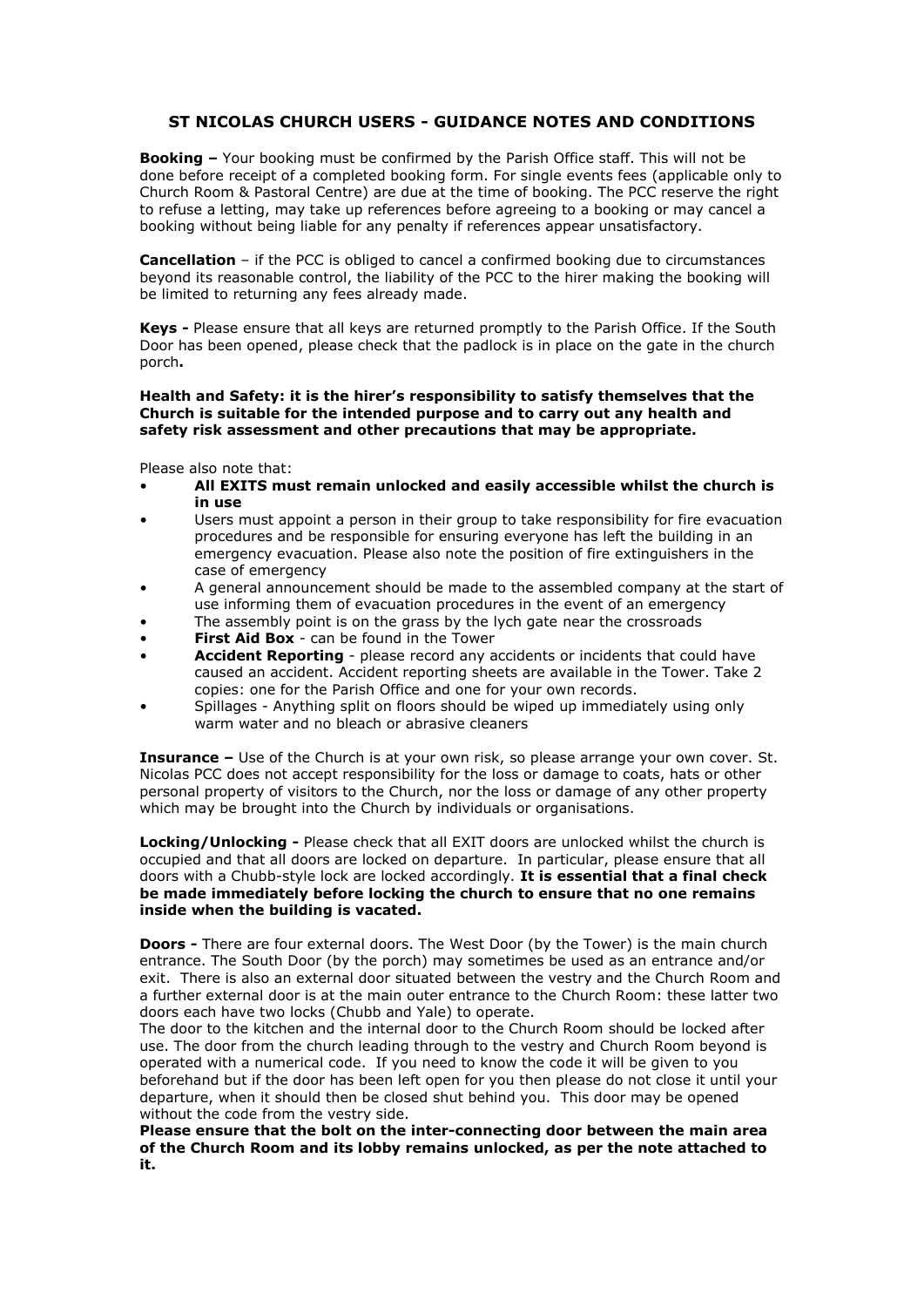## ST NICOLAS CHURCH USERS - GUIDANCE NOTES AND CONDITIONS

**Booking –** Your booking must be confirmed by the Parish Office staff. This will not be done before receipt of a completed booking form. For single events fees (applicable only to Church Room & Pastoral Centre) are due at the time of booking. The PCC reserve the right to refuse a letting, may take up references before agreeing to a booking or may cancel a booking without being liable for any penalty if references appear unsatisfactory.

**Cancellation** – if the PCC is obliged to cancel a confirmed booking due to circumstances beyond its reasonable control, the liability of the PCC to the hirer making the booking will be limited to returning any fees already made.

**Keys -** Please ensure that all keys are returned promptly to the Parish Office. If the South Door has been opened, please check that the padlock is in place on the gate in the church porch**.**

**Health and Safety: it is the hirer's responsibility to satisfy themselves that the Church is suitable for the intended purpose and to carry out any health and safety risk assessment and other precautions that may be appropriate.**

Please also note that:

- **All EXITS must remain unlocked and easily accessible whilst the church is in use**
- Users must appoint a person in their group to take responsibility for fire evacuation procedures and be responsible for ensuring everyone has left the building in an emergency evacuation. Please also note the position of fire extinguishers in the case of emergency
- A general announcement should be made to the assembled company at the start of use informing them of evacuation procedures in the event of an emergency
- The assembly point is on the grass by the lych gate near the crossroads
- **First Aid Box** - can be found in the Tower
- **Accident Reporting** - please record any accidents or incidents that could have caused an accident. Accident reporting sheets are available in the Tower. Take 2 copies: one for the Parish Office and one for your own records.
- Spillages - Anything split on floors should be wiped up immediately using only warm water and no bleach or abrasive cleaners

**Insurance –** Use of the Church is at your own risk, so please arrange your own cover. St. Nicolas PCC does not accept responsibility for the loss or damage to coats, hats or other personal property of visitors to the Church, nor the loss or damage of any other property which may be brought into the Church by individuals or organisations.

**Locking/Unlocking -** Please check that all EXIT doors are unlocked whilst the church is occupied and that all doors are locked on departure. In particular, please ensure that all doors with a Chubb-style lock are locked accordingly. **It is essential that a final check be made immediately before locking the church to ensure that no one remains inside when the building is vacated.**

**Doors -** There are four external doors. The West Door (by the Tower) is the main church entrance. The South Door (by the porch) may sometimes be used as an entrance and/or exit. There is also an external door situated between the vestry and the Church Room and a further external door is at the main outer entrance to the Church Room: these latter two doors each have two locks (Chubb and Yale) to operate.

The door to the kitchen and the internal door to the Church Room should be locked after use. The door from the church leading through to the vestry and Church Room beyond is operated with a numerical code. If you need to know the code it will be given to you beforehand but if the door has been left open for you then please do not close it until your departure, when it should then be closed shut behind you. This door may be opened without the code from the vestry side.

**Please ensure that the bolt on the inter-connecting door between the main area of the Church Room and its lobby remains unlocked, as per the note attached to it.**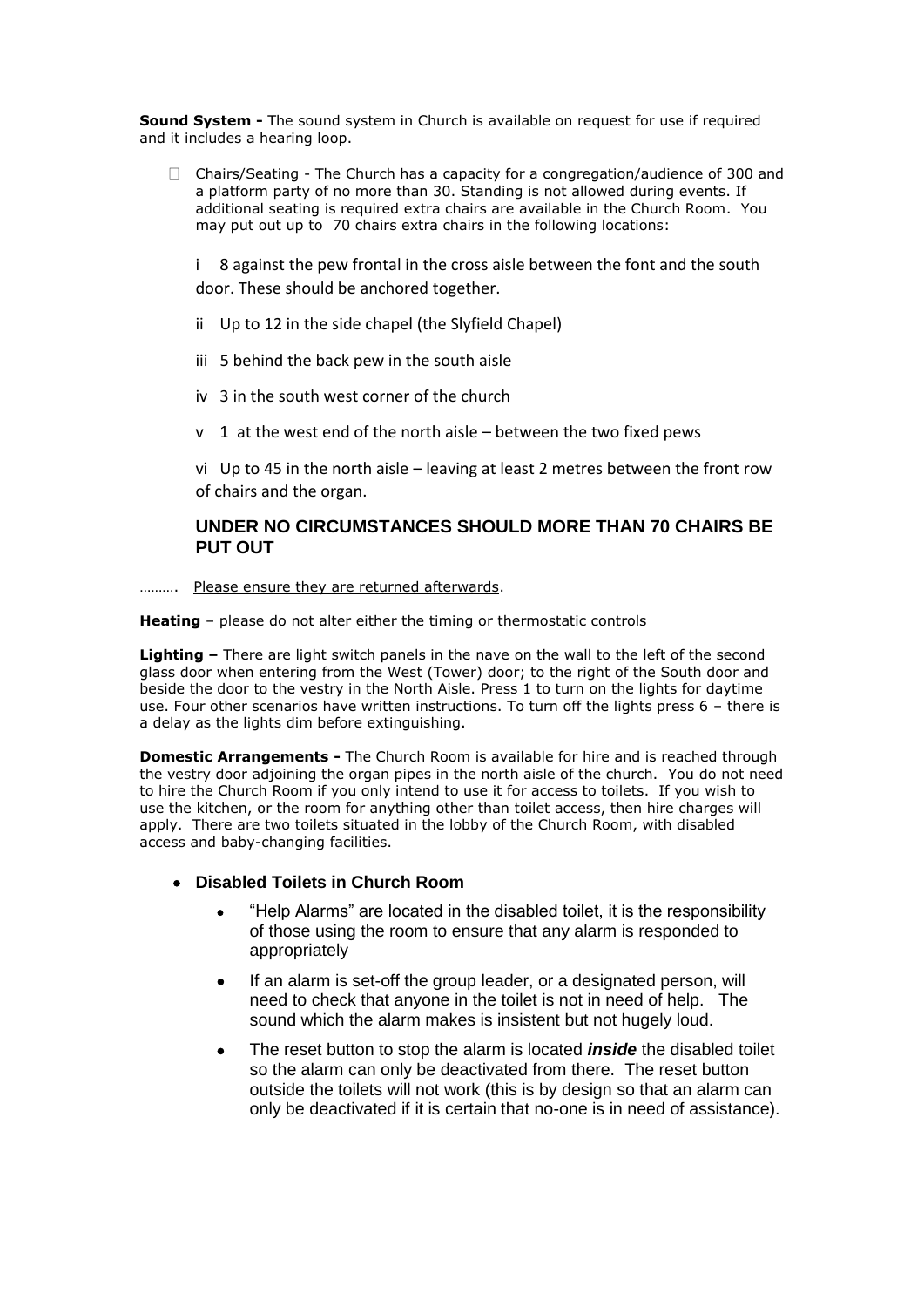**Sound System -** The sound system in Church is available on request for use if required and it includes a hearing loop.

- Chairs/Seating - The Church has a capacity for a congregation/audience of 300 and a platform party of no more than 30. Standing is not allowed during events. If additional seating is required extra chairs are available in the Church Room. You may put out up to 70 chairs extra chairs in the following locations:

  i 8 against the pew frontal in the cross aisle between the font and the south door. These should be anchored together.

  ii Up to 12 in the side chapel (the Slyfield Chapel)

  iii 5 behind the back pew in the south aisle

  iv 3 in the south west corner of the church

  v 1 at the west end of the north aisle – between the two fixed pews

  vi Up to 45 in the north aisle – leaving at least 2 metres between the front row of chairs and the organ.

### UNDER NO CIRCUMSTANCES SHOULD MORE THAN 70 CHAIRS BE PUT OUT

………. Please ensure they are returned afterwards.

**Heating** – please do not alter either the timing or thermostatic controls

**Lighting –** There are light switch panels in the nave on the wall to the left of the second glass door when entering from the West (Tower) door; to the right of the South door and beside the door to the vestry in the North Aisle. Press 1 to turn on the lights for daytime use. Four other scenarios have written instructions. To turn off the lights press 6 – there is a delay as the lights dim before extinguishing.

**Domestic Arrangements -** The Church Room is available for hire and is reached through the vestry door adjoining the organ pipes in the north aisle of the church. You do not need to hire the Church Room if you only intend to use it for access to toilets. If you wish to use the kitchen, or the room for anything other than toilet access, then hire charges will apply. There are two toilets situated in the lobby of the Church Room, with disabled access and baby-changing facilities.

- **Disabled Toilets in Church Room**
  - "Help Alarms" are located in the disabled toilet, it is the responsibility of those using the room to ensure that any alarm is responded to appropriately
  - If an alarm is set-off the group leader, or a designated person, will need to check that anyone in the toilet is not in need of help. The sound which the alarm makes is insistent but not hugely loud.
  - The reset button to stop the alarm is located ***inside*** the disabled toilet so the alarm can only be deactivated from there. The reset button outside the toilets will not work (this is by design so that an alarm can only be deactivated if it is certain that no-one is in need of assistance).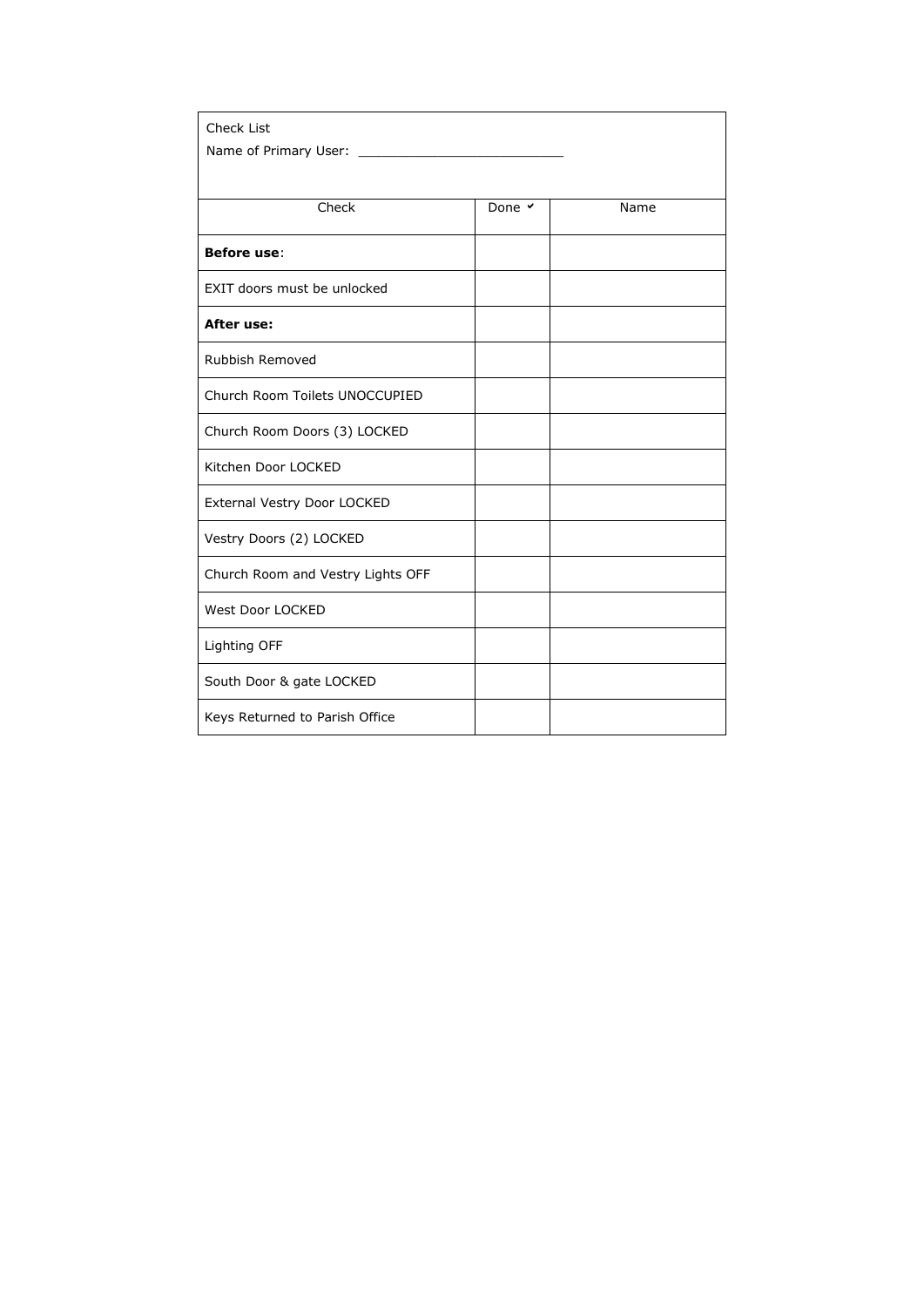Check List

Name of Primary User: ___________________________

| Check | Done ✔ | Name |
|---|---|---|
| **Before use**: | | |
| EXIT doors must be unlocked | | |
| **After use:** | | |
| Rubbish Removed | | |
| Church Room Toilets UNOCCUPIED | | |
| Church Room Doors (3) LOCKED | | |
| Kitchen Door LOCKED | | |
| External Vestry Door LOCKED | | |
| Vestry Doors (2) LOCKED | | |
| Church Room and Vestry Lights OFF | | |
| West Door LOCKED | | |
| Lighting OFF | | |
| South Door & gate LOCKED | | |
| Keys Returned to Parish Office | | |